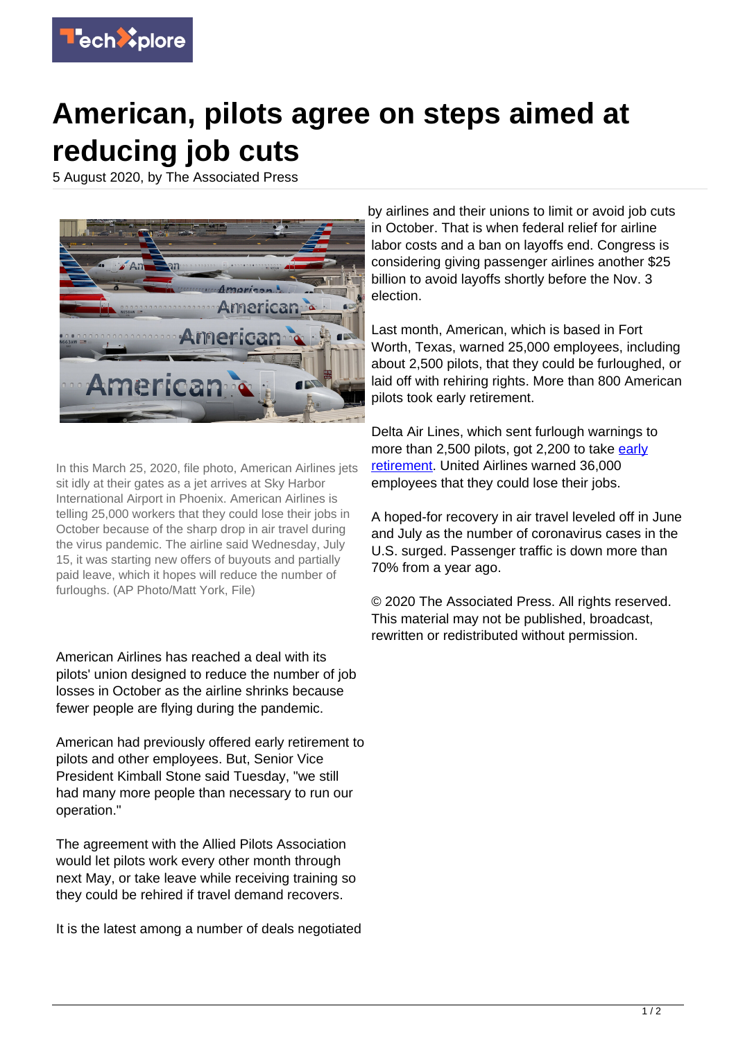# American, pilots agree on steps aimed at reducing job cuts

5 August 2020, by The Associated Press

In this March 25, 2020, file photo, American Airlines jets sit idly at their gates as a jet arrives at Sky Harbor International Airport in Phoenix. American Airlines is telling 25,000 workers that they could lose their jobs in October because of the sharp drop in air travel during the virus pandemic. The airline said Wednesday, July 15, it was starting new offers of buyouts and partially paid leave, which it hopes will reduce the number of furloughs. (AP Photo/Matt York, File)

American Airlines has reached a deal with its pilots' union designed to reduce the number of job losses in October as the airline shrinks because fewer people are flying during the pandemic.

American had previously offered early retirement to pilots and other employees. But, Senior Vice President Kimball Stone said Tuesday, "we still had many more people than necessary to run our operation."

The agreement with the Allied Pilots Association would let pilots work every other month through next May, or take leave while receiving training so they could be rehired if travel demand recovers.

It is the latest among a number of deals negotiated by airlines and their unions to limit or avoid job cuts in October. That is when federal relief for airline labor costs and a ban on layoffs end. Congress is considering giving passenger airlines another $25 billion to avoid layoffs shortly before the Nov. 3 election.

Last month, American, which is based in Fort Worth, Texas, warned 25,000 employees, including about 2,500 pilots, that they could be furloughed, or laid off with rehiring rights. More than 800 American pilots took early retirement.

Delta Air Lines, which sent furlough warnings to more than 2,500 pilots, got 2,200 to take early retirement. United Airlines warned 36,000 employees that they could lose their jobs.

A hoped-for recovery in air travel leveled off in June and July as the number of coronavirus cases in the U.S. surged. Passenger traffic is down more than 70% from a year ago.

© 2020 The Associated Press. All rights reserved. This material may not be published, broadcast, rewritten or redistributed without permission.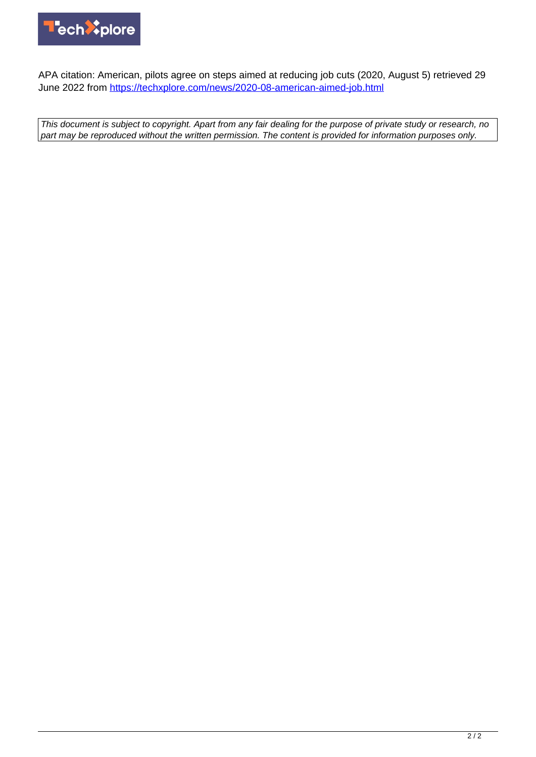APA citation: American, pilots agree on steps aimed at reducing job cuts (2020, August 5) retrieved 29 June 2022 from https://techxplore.com/news/2020-08-american-aimed-job.html

*This document is subject to copyright. Apart from any fair dealing for the purpose of private study or research, no part may be reproduced without the written permission. The content is provided for information purposes only.*